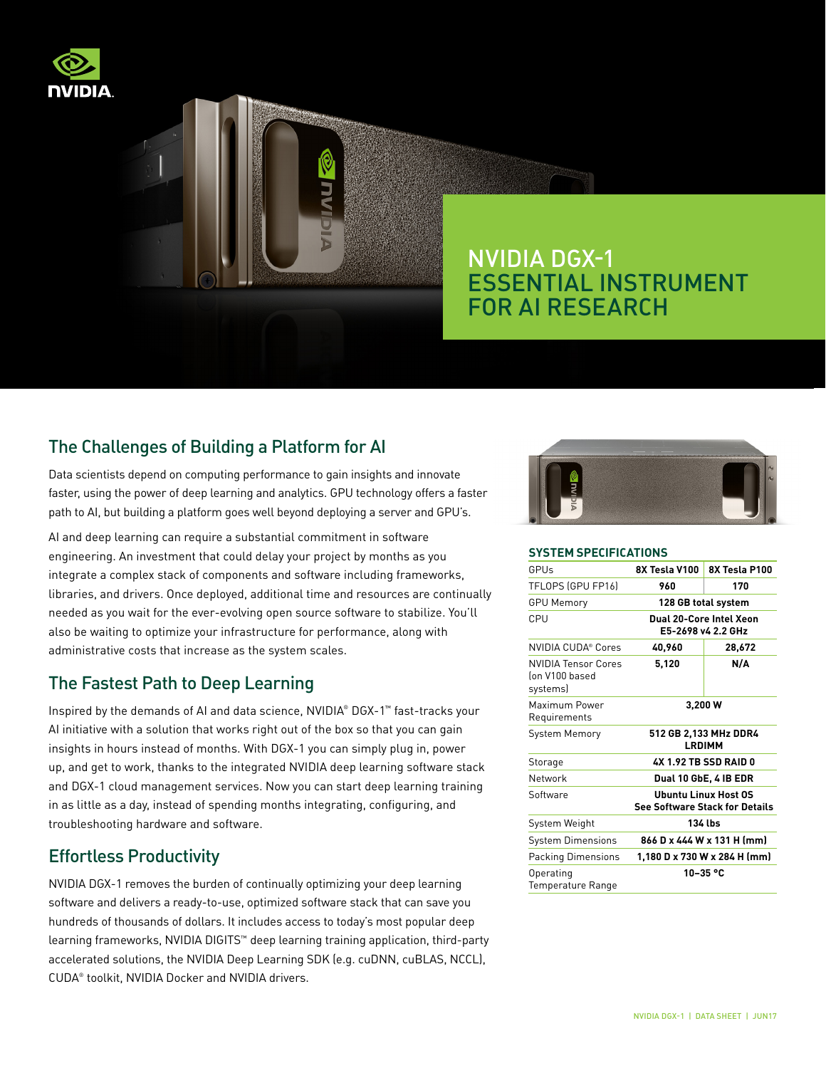# NVIDIA DGX-1 ESSENTIAL INSTRUMENT FOR AI RESEARCH

## The Challenges of Building a Platform for AI

Data scientists depend on computing performance to gain insights and innovate faster, using the power of deep learning and analytics. GPU technology offers a faster path to AI, but building a platform goes well beyond deploying a server and GPU's.

AI and deep learning can require a substantial commitment in software engineering. An investment that could delay your project by months as you integrate a complex stack of components and software including frameworks, libraries, and drivers. Once deployed, additional time and resources are continually needed as you wait for the ever-evolving open source software to stabilize. You'll also be waiting to optimize your infrastructure for performance, along with administrative costs that increase as the system scales.

## The Fastest Path to Deep Learning

Inspired by the demands of AI and data science, NVIDIA® DGX-1™ fast-tracks your AI initiative with a solution that works right out of the box so that you can gain insights in hours instead of months. With DGX-1 you can simply plug in, power up, and get to work, thanks to the integrated NVIDIA deep learning software stack and DGX-1 cloud management services. Now you can start deep learning training in as little as a day, instead of spending months integrating, configuring, and troubleshooting hardware and software.

## Effortless Productivity

NVIDIA DGX-1 removes the burden of continually optimizing your deep learning software and delivers a ready-to-use, optimized software stack that can save you hundreds of thousands of dollars. It includes access to today's most popular deep learning frameworks, NVIDIA DIGITS™ deep learning training application, third-party accelerated solutions, the NVIDIA Deep Learning SDK (e.g. cuDNN, cuBLAS, NCCL), CUDA® toolkit, NVIDIA Docker and NVIDIA drivers.

### SYSTEM SPECIFICATIONS

| GPUs | 8X Tesla V100 | 8X Tesla P100 |
|---|---|---|
| TFLOPS (GPU FP16) | 960 | 170 |
| GPU Memory | 128 GB total system | |
| CPU | Dual 20-Core Intel Xeon E5-2698 v4 2.2 GHz | |
| NVIDIA CUDA® Cores | 40,960 | 28,672 |
| NVIDIA Tensor Cores (on V100 based systems) | 5,120 | N/A |
| Maximum Power Requirements | 3,200 W | |
| System Memory | 512 GB 2,133 MHz DDR4 LRDIMM | |
| Storage | 4X 1.92 TB SSD RAID 0 | |
| Network | Dual 10 GbE, 4 IB EDR | |
| Software | Ubuntu Linux Host OS See Software Stack for Details | |
| System Weight | 134 lbs | |
| System Dimensions | 866 D x 444 W x 131 H (mm) | |
| Packing Dimensions | 1,180 D x 730 W x 284 H (mm) | |
| Operating Temperature Range | 10–35 °C | |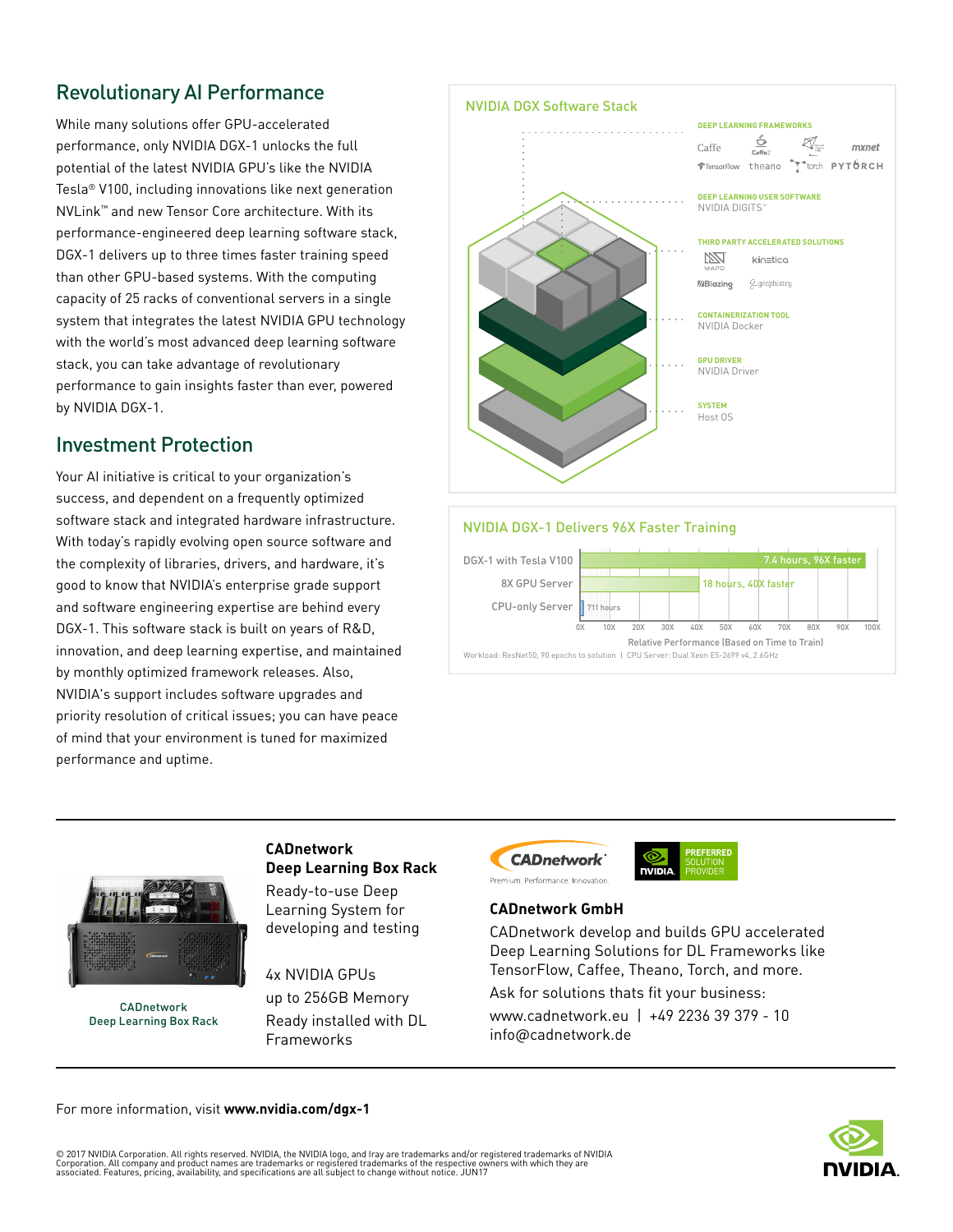## Revolutionary AI Performance

While many solutions offer GPU-accelerated performance, only NVIDIA DGX-1 unlocks the full potential of the latest NVIDIA GPU's like the NVIDIA Tesla® V100, including innovations like next generation NVLink™ and new Tensor Core architecture. With its performance-engineered deep learning software stack, DGX-1 delivers up to three times faster training speed than other GPU-based systems. With the computing capacity of 25 racks of conventional servers in a single system that integrates the latest NVIDIA GPU technology with the world's most advanced deep learning software stack, you can take advantage of revolutionary performance to gain insights faster than ever, powered by NVIDIA DGX-1.

## Investment Protection

Your AI initiative is critical to your organization's success, and dependent on a frequently optimized software stack and integrated hardware infrastructure. With today's rapidly evolving open source software and the complexity of libraries, drivers, and hardware, it's good to know that NVIDIA's enterprise grade support and software engineering expertise are behind every DGX-1. This software stack is built on years of R&D, innovation, and deep learning expertise, and maintained by monthly optimized framework releases. Also, NVIDIA's support includes software upgrades and priority resolution of critical issues; you can have peace of mind that your environment is tuned for maximized performance and uptime.

### NVIDIA DGX Software Stack

DEEP LEARNING FRAMEWORKS
Caffe, Caffe2, mxnet, TensorFlow, theano, torch, PYTORCH

DEEP LEARNING USER SOFTWARE
NVIDIA DIGITS™

THIRD PARTY ACCELERATED SOLUTIONS
MAPD, kinetica, Blazing, graphistry

CONTAINERIZATION TOOL
NVIDIA Docker

GPU DRIVER
NVIDIA Driver

SYSTEM
Host OS

### NVIDIA DGX-1 Delivers 96X Faster Training

DGX-1 with Tesla V100 — 7.4 hours, 96X faster

8X GPU Server — 18 hours, 40X faster

CPU-only Server — 711 hours

0X 10X 20X 30X 40X 50X 60X 70X 80X 90X 100X

Relative Performance (Based on Time to Train)

Workload: ResNet50, 90 epochs to solution | CPU Server: Dual Xeon E5-2699 v4, 2.6GHz

---

CADnetwork
Deep Learning Box Rack

**CADnetwork Deep Learning Box Rack**

Ready-to-use Deep Learning System for developing and testing

4x NVIDIA GPUs
up to 256GB Memory
Ready installed with DL Frameworks

CADnetwork — Premium. Performance. Innovation.

NVIDIA PREFERRED SOLUTION PROVIDER

**CADnetwork GmbH**

CADnetwork develop and builds GPU accelerated Deep Learning Solutions for DL Frameworks like TensorFlow, Caffee, Theano, Torch, and more.

Ask for solutions thats fit your business:
www.cadnetwork.eu | +49 2236 39 379 - 10
info@cadnetwork.de

---

For more information, visit **www.nvidia.com/dgx-1**

© 2017 NVIDIA Corporation. All rights reserved. NVIDIA, the NVIDIA logo, and Iray are trademarks and/or registered trademarks of NVIDIA Corporation. All company and product names are trademarks or registered trademarks of the respective owners with which they are associated. Features, pricing, availability, and specifications are all subject to change without notice. JUN17